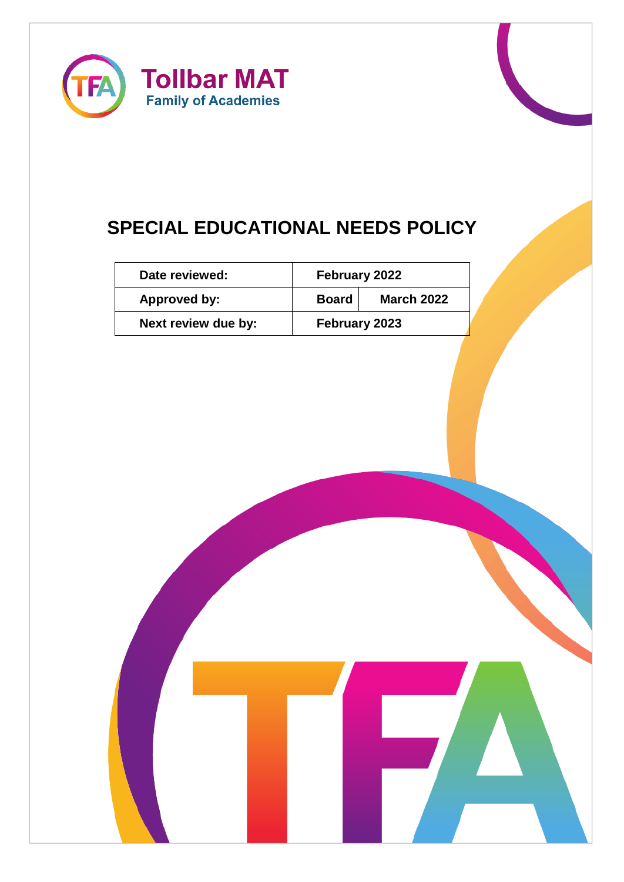**Tollbar MAT**
**Family of Academies**

# SPECIAL EDUCATIONAL NEEDS POLICY

| Date reviewed: | February 2022 | |
|---|---|---|
| Approved by: | Board | March 2022 |
| Next review due by: | February 2023 | |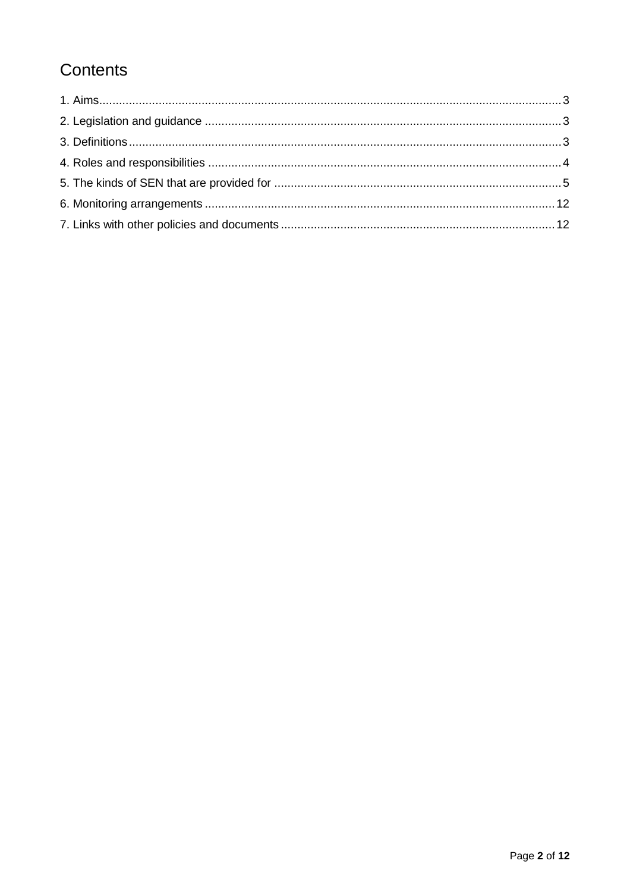# Contents

1. Aims....................................................................................................................................3
2. Legislation and guidance ....................................................................................................3
3. Definitions...........................................................................................................................3
4. Roles and responsibilities ....................................................................................................4
5. The kinds of SEN that are provided for ...............................................................................5
6. Monitoring arrangements ..................................................................................................12
7. Links with other policies and documents ...........................................................................12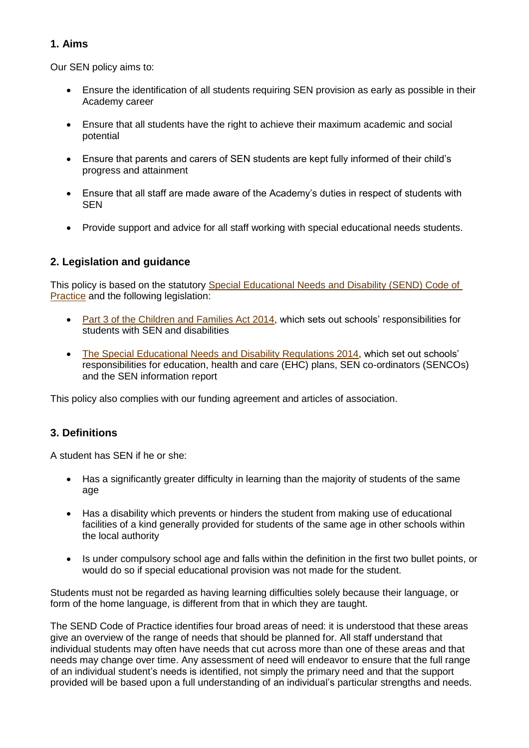## 1. Aims

Our SEN policy aims to:

- Ensure the identification of all students requiring SEN provision as early as possible in their Academy career
- Ensure that all students have the right to achieve their maximum academic and social potential
- Ensure that parents and carers of SEN students are kept fully informed of their child's progress and attainment
- Ensure that all staff are made aware of the Academy's duties in respect of students with SEN
- Provide support and advice for all staff working with special educational needs students.

## 2. Legislation and guidance

This policy is based on the statutory Special Educational Needs and Disability (SEND) Code of Practice and the following legislation:

- Part 3 of the Children and Families Act 2014, which sets out schools' responsibilities for students with SEN and disabilities
- The Special Educational Needs and Disability Regulations 2014, which set out schools' responsibilities for education, health and care (EHC) plans, SEN co-ordinators (SENCOs) and the SEN information report

This policy also complies with our funding agreement and articles of association.

## 3. Definitions

A student has SEN if he or she:

- Has a significantly greater difficulty in learning than the majority of students of the same age
- Has a disability which prevents or hinders the student from making use of educational facilities of a kind generally provided for students of the same age in other schools within the local authority
- Is under compulsory school age and falls within the definition in the first two bullet points, or would do so if special educational provision was not made for the student.

Students must not be regarded as having learning difficulties solely because their language, or form of the home language, is different from that in which they are taught.

The SEND Code of Practice identifies four broad areas of need: it is understood that these areas give an overview of the range of needs that should be planned for. All staff understand that individual students may often have needs that cut across more than one of these areas and that needs may change over time. Any assessment of need will endeavor to ensure that the full range of an individual student's needs is identified, not simply the primary need and that the support provided will be based upon a full understanding of an individual's particular strengths and needs.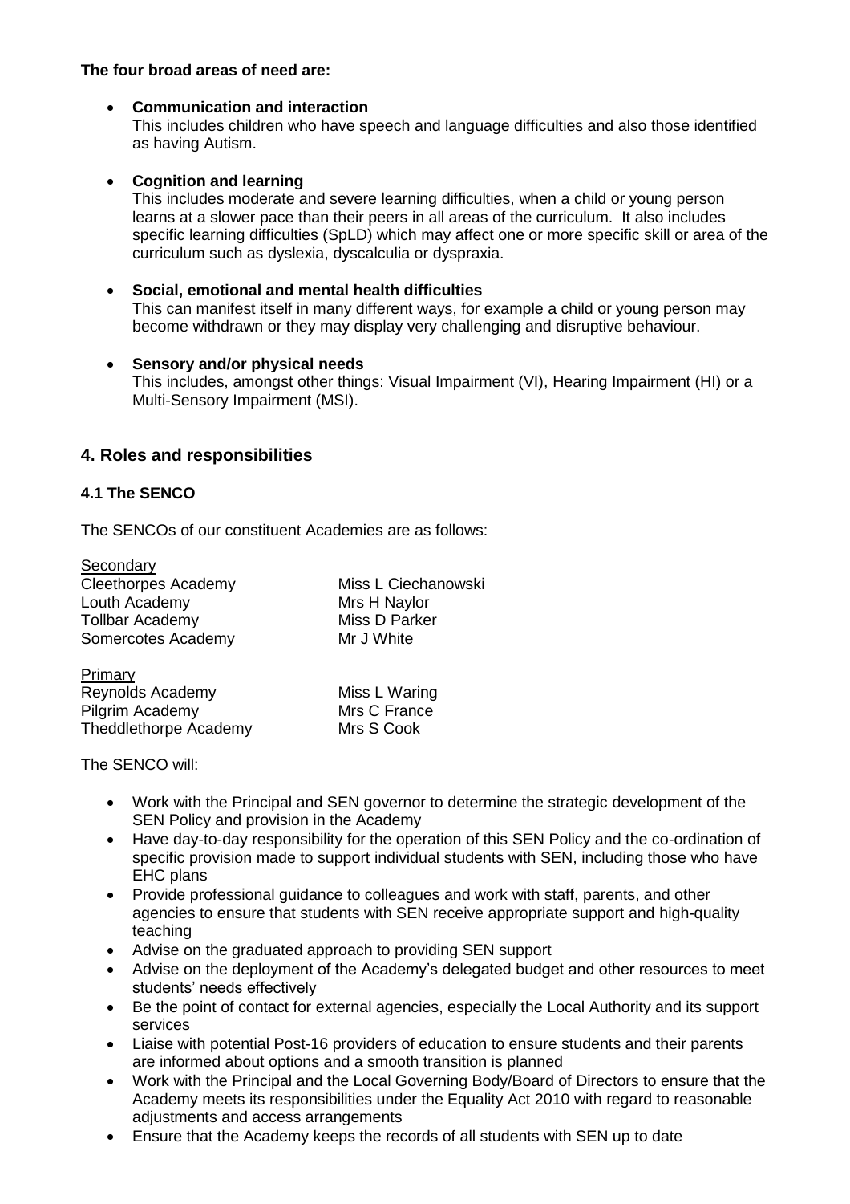**The four broad areas of need are:**

- **Communication and interaction**
  This includes children who have speech and language difficulties and also those identified as having Autism.

- **Cognition and learning**
  This includes moderate and severe learning difficulties, when a child or young person learns at a slower pace than their peers in all areas of the curriculum. It also includes specific learning difficulties (SpLD) which may affect one or more specific skill or area of the curriculum such as dyslexia, dyscalculia or dyspraxia.

- **Social, emotional and mental health difficulties**
  This can manifest itself in many different ways, for example a child or young person may become withdrawn or they may display very challenging and disruptive behaviour.

- **Sensory and/or physical needs**
  This includes, amongst other things: Visual Impairment (VI), Hearing Impairment (HI) or a Multi-Sensory Impairment (MSI).

## 4. Roles and responsibilities

### 4.1 The SENCO

The SENCOs of our constituent Academies are as follows:

Secondary

| | |
|---|---|
| Cleethorpes Academy | Miss L Ciechanowski |
| Louth Academy | Mrs H Naylor |
| Tollbar Academy | Miss D Parker |
| Somercotes Academy | Mr J White |

Primary

| | |
|---|---|
| Reynolds Academy | Miss L Waring |
| Pilgrim Academy | Mrs C France |
| Theddlethorpe Academy | Mrs S Cook |

The SENCO will:

- Work with the Principal and SEN governor to determine the strategic development of the SEN Policy and provision in the Academy
- Have day-to-day responsibility for the operation of this SEN Policy and the co-ordination of specific provision made to support individual students with SEN, including those who have EHC plans
- Provide professional guidance to colleagues and work with staff, parents, and other agencies to ensure that students with SEN receive appropriate support and high-quality teaching
- Advise on the graduated approach to providing SEN support
- Advise on the deployment of the Academy's delegated budget and other resources to meet students' needs effectively
- Be the point of contact for external agencies, especially the Local Authority and its support services
- Liaise with potential Post-16 providers of education to ensure students and their parents are informed about options and a smooth transition is planned
- Work with the Principal and the Local Governing Body/Board of Directors to ensure that the Academy meets its responsibilities under the Equality Act 2010 with regard to reasonable adjustments and access arrangements
- Ensure that the Academy keeps the records of all students with SEN up to date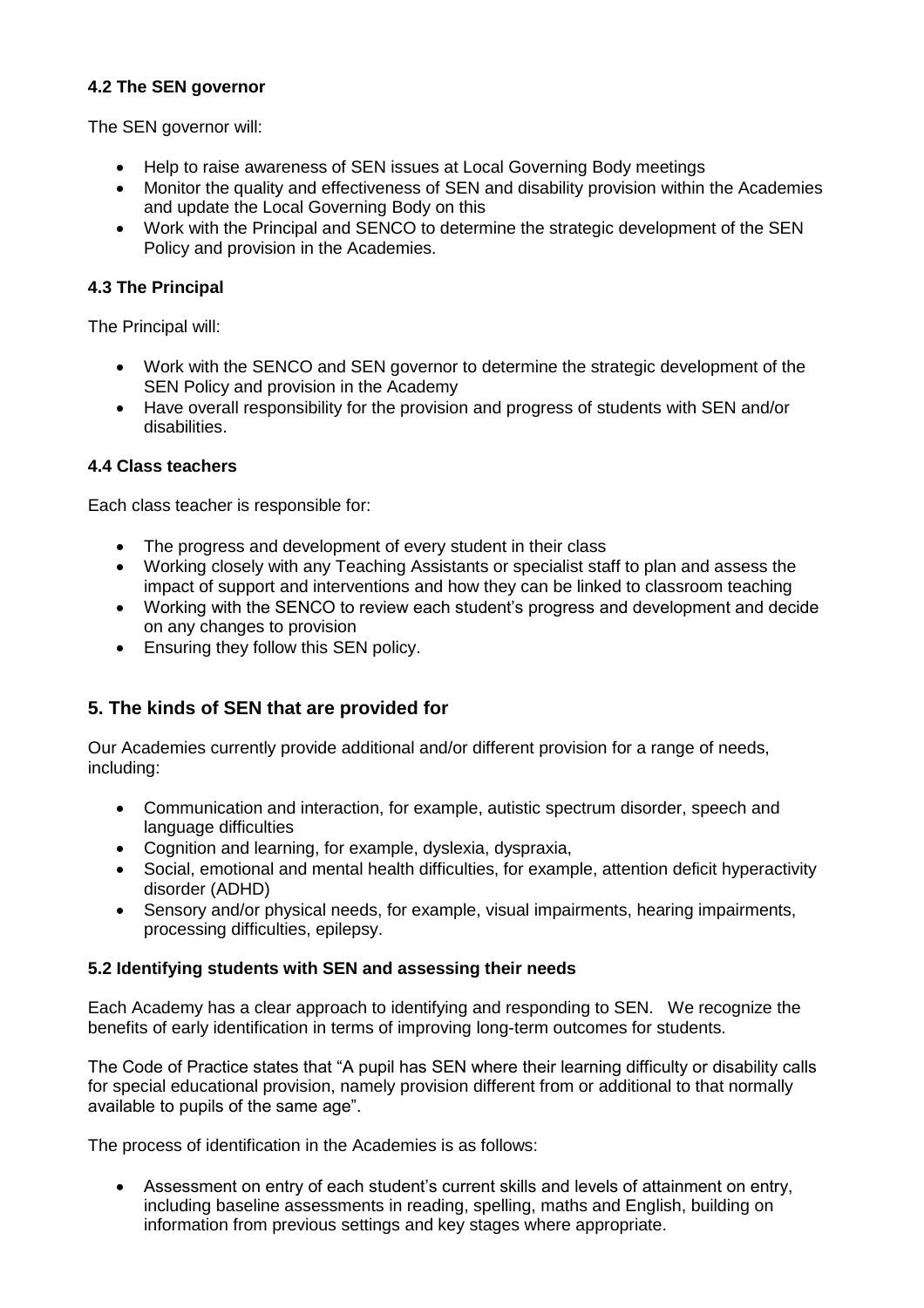### 4.2 The SEN governor

The SEN governor will:

- Help to raise awareness of SEN issues at Local Governing Body meetings
- Monitor the quality and effectiveness of SEN and disability provision within the Academies and update the Local Governing Body on this
- Work with the Principal and SENCO to determine the strategic development of the SEN Policy and provision in the Academies.

### 4.3 The Principal

The Principal will:

- Work with the SENCO and SEN governor to determine the strategic development of the SEN Policy and provision in the Academy
- Have overall responsibility for the provision and progress of students with SEN and/or disabilities.

### 4.4 Class teachers

Each class teacher is responsible for:

- The progress and development of every student in their class
- Working closely with any Teaching Assistants or specialist staff to plan and assess the impact of support and interventions and how they can be linked to classroom teaching
- Working with the SENCO to review each student's progress and development and decide on any changes to provision
- Ensuring they follow this SEN policy.

## 5. The kinds of SEN that are provided for

Our Academies currently provide additional and/or different provision for a range of needs, including:

- Communication and interaction, for example, autistic spectrum disorder, speech and language difficulties
- Cognition and learning, for example, dyslexia, dyspraxia,
- Social, emotional and mental health difficulties, for example, attention deficit hyperactivity disorder (ADHD)
- Sensory and/or physical needs, for example, visual impairments, hearing impairments, processing difficulties, epilepsy.

### 5.2 Identifying students with SEN and assessing their needs

Each Academy has a clear approach to identifying and responding to SEN. We recognize the benefits of early identification in terms of improving long-term outcomes for students.

The Code of Practice states that "A pupil has SEN where their learning difficulty or disability calls for special educational provision, namely provision different from or additional to that normally available to pupils of the same age".

The process of identification in the Academies is as follows:

- Assessment on entry of each student's current skills and levels of attainment on entry, including baseline assessments in reading, spelling, maths and English, building on information from previous settings and key stages where appropriate.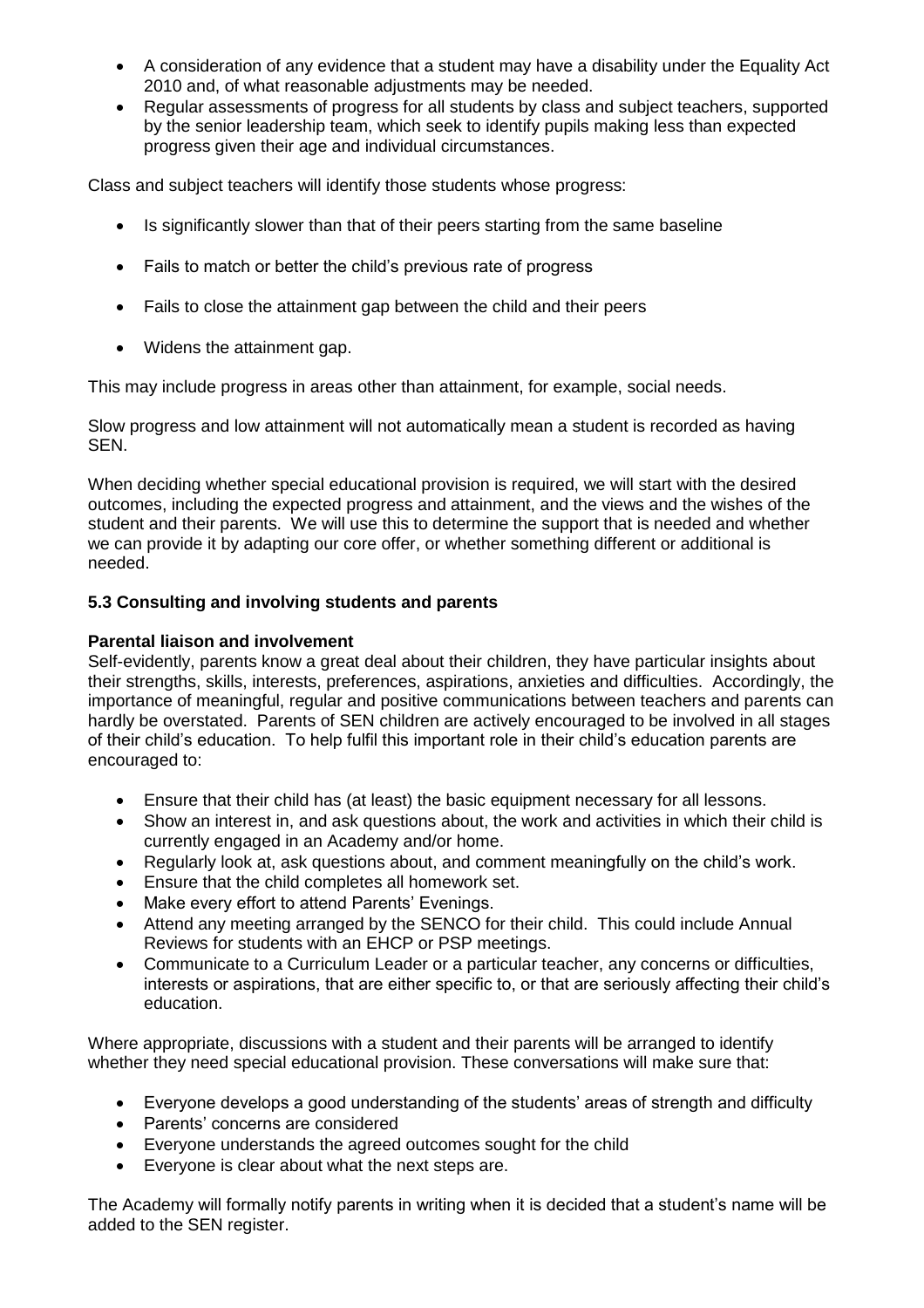- A consideration of any evidence that a student may have a disability under the Equality Act 2010 and, of what reasonable adjustments may be needed.
- Regular assessments of progress for all students by class and subject teachers, supported by the senior leadership team, which seek to identify pupils making less than expected progress given their age and individual circumstances.

Class and subject teachers will identify those students whose progress:

- Is significantly slower than that of their peers starting from the same baseline
- Fails to match or better the child's previous rate of progress
- Fails to close the attainment gap between the child and their peers
- Widens the attainment gap.

This may include progress in areas other than attainment, for example, social needs.

Slow progress and low attainment will not automatically mean a student is recorded as having SEN.

When deciding whether special educational provision is required, we will start with the desired outcomes, including the expected progress and attainment, and the views and the wishes of the student and their parents. We will use this to determine the support that is needed and whether we can provide it by adapting our core offer, or whether something different or additional is needed.

### 5.3 Consulting and involving students and parents

**Parental liaison and involvement**

Self-evidently, parents know a great deal about their children, they have particular insights about their strengths, skills, interests, preferences, aspirations, anxieties and difficulties. Accordingly, the importance of meaningful, regular and positive communications between teachers and parents can hardly be overstated. Parents of SEN children are actively encouraged to be involved in all stages of their child's education. To help fulfil this important role in their child's education parents are encouraged to:

- Ensure that their child has (at least) the basic equipment necessary for all lessons.
- Show an interest in, and ask questions about, the work and activities in which their child is currently engaged in an Academy and/or home.
- Regularly look at, ask questions about, and comment meaningfully on the child's work.
- Ensure that the child completes all homework set.
- Make every effort to attend Parents' Evenings.
- Attend any meeting arranged by the SENCO for their child. This could include Annual Reviews for students with an EHCP or PSP meetings.
- Communicate to a Curriculum Leader or a particular teacher, any concerns or difficulties, interests or aspirations, that are either specific to, or that are seriously affecting their child's education.

Where appropriate, discussions with a student and their parents will be arranged to identify whether they need special educational provision. These conversations will make sure that:

- Everyone develops a good understanding of the students' areas of strength and difficulty
- Parents' concerns are considered
- Everyone understands the agreed outcomes sought for the child
- Everyone is clear about what the next steps are.

The Academy will formally notify parents in writing when it is decided that a student's name will be added to the SEN register.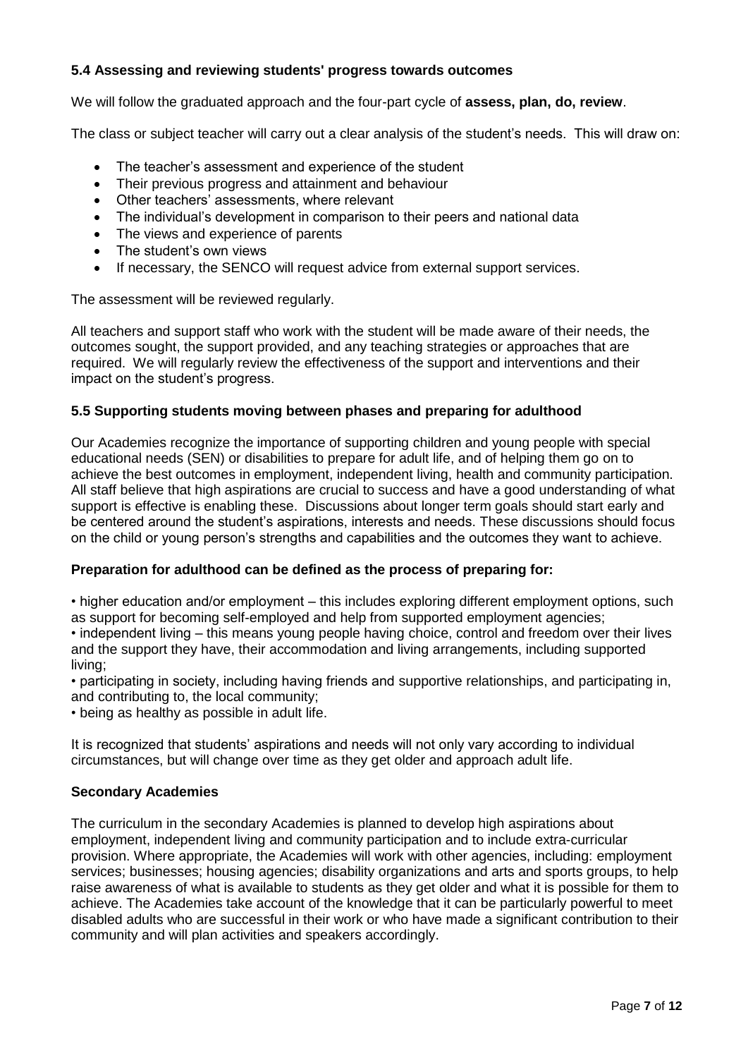### 5.4 Assessing and reviewing students' progress towards outcomes

We will follow the graduated approach and the four-part cycle of **assess, plan, do, review**.

The class or subject teacher will carry out a clear analysis of the student's needs. This will draw on:

- The teacher's assessment and experience of the student
- Their previous progress and attainment and behaviour
- Other teachers' assessments, where relevant
- The individual's development in comparison to their peers and national data
- The views and experience of parents
- The student's own views
- If necessary, the SENCO will request advice from external support services.

The assessment will be reviewed regularly.

All teachers and support staff who work with the student will be made aware of their needs, the outcomes sought, the support provided, and any teaching strategies or approaches that are required. We will regularly review the effectiveness of the support and interventions and their impact on the student's progress.

### 5.5 Supporting students moving between phases and preparing for adulthood

Our Academies recognize the importance of supporting children and young people with special educational needs (SEN) or disabilities to prepare for adult life, and of helping them go on to achieve the best outcomes in employment, independent living, health and community participation. All staff believe that high aspirations are crucial to success and have a good understanding of what support is effective is enabling these. Discussions about longer term goals should start early and be centered around the student's aspirations, interests and needs. These discussions should focus on the child or young person's strengths and capabilities and the outcomes they want to achieve.

**Preparation for adulthood can be defined as the process of preparing for:**

• higher education and/or employment – this includes exploring different employment options, such as support for becoming self-employed and help from supported employment agencies;
• independent living – this means young people having choice, control and freedom over their lives and the support they have, their accommodation and living arrangements, including supported living;
• participating in society, including having friends and supportive relationships, and participating in, and contributing to, the local community;
• being as healthy as possible in adult life.

It is recognized that students' aspirations and needs will not only vary according to individual circumstances, but will change over time as they get older and approach adult life.

**Secondary Academies**

The curriculum in the secondary Academies is planned to develop high aspirations about employment, independent living and community participation and to include extra-curricular provision. Where appropriate, the Academies will work with other agencies, including: employment services; businesses; housing agencies; disability organizations and arts and sports groups, to help raise awareness of what is available to students as they get older and what it is possible for them to achieve. The Academies take account of the knowledge that it can be particularly powerful to meet disabled adults who are successful in their work or who have made a significant contribution to their community and will plan activities and speakers accordingly.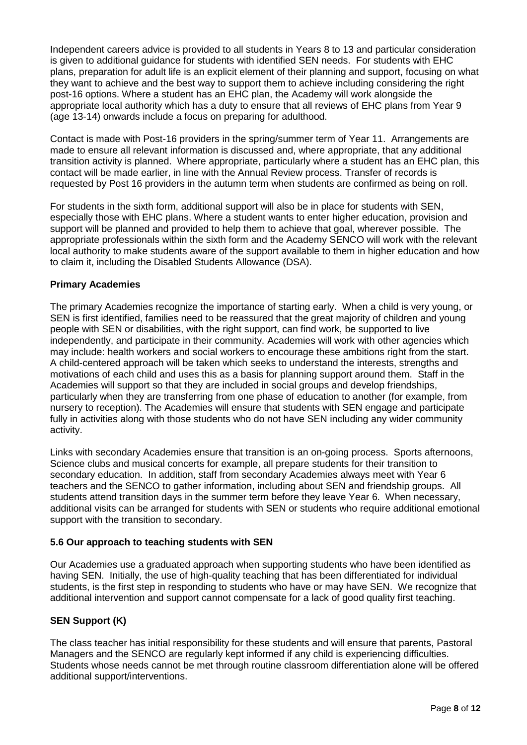Independent careers advice is provided to all students in Years 8 to 13 and particular consideration is given to additional guidance for students with identified SEN needs. For students with EHC plans, preparation for adult life is an explicit element of their planning and support, focusing on what they want to achieve and the best way to support them to achieve including considering the right post-16 options. Where a student has an EHC plan, the Academy will work alongside the appropriate local authority which has a duty to ensure that all reviews of EHC plans from Year 9 (age 13-14) onwards include a focus on preparing for adulthood.

Contact is made with Post-16 providers in the spring/summer term of Year 11. Arrangements are made to ensure all relevant information is discussed and, where appropriate, that any additional transition activity is planned. Where appropriate, particularly where a student has an EHC plan, this contact will be made earlier, in line with the Annual Review process. Transfer of records is requested by Post 16 providers in the autumn term when students are confirmed as being on roll.

For students in the sixth form, additional support will also be in place for students with SEN, especially those with EHC plans. Where a student wants to enter higher education, provision and support will be planned and provided to help them to achieve that goal, wherever possible. The appropriate professionals within the sixth form and the Academy SENCO will work with the relevant local authority to make students aware of the support available to them in higher education and how to claim it, including the Disabled Students Allowance (DSA).

**Primary Academies**

The primary Academies recognize the importance of starting early. When a child is very young, or SEN is first identified, families need to be reassured that the great majority of children and young people with SEN or disabilities, with the right support, can find work, be supported to live independently, and participate in their community. Academies will work with other agencies which may include: health workers and social workers to encourage these ambitions right from the start. A child-centered approach will be taken which seeks to understand the interests, strengths and motivations of each child and uses this as a basis for planning support around them. Staff in the Academies will support so that they are included in social groups and develop friendships, particularly when they are transferring from one phase of education to another (for example, from nursery to reception). The Academies will ensure that students with SEN engage and participate fully in activities along with those students who do not have SEN including any wider community activity.

Links with secondary Academies ensure that transition is an on-going process. Sports afternoons, Science clubs and musical concerts for example, all prepare students for their transition to secondary education. In addition, staff from secondary Academies always meet with Year 6 teachers and the SENCO to gather information, including about SEN and friendship groups. All students attend transition days in the summer term before they leave Year 6. When necessary, additional visits can be arranged for students with SEN or students who require additional emotional support with the transition to secondary.

### 5.6 Our approach to teaching students with SEN

Our Academies use a graduated approach when supporting students who have been identified as having SEN. Initially, the use of high-quality teaching that has been differentiated for individual students, is the first step in responding to students who have or may have SEN. We recognize that additional intervention and support cannot compensate for a lack of good quality first teaching.

**SEN Support (K)**

The class teacher has initial responsibility for these students and will ensure that parents, Pastoral Managers and the SENCO are regularly kept informed if any child is experiencing difficulties. Students whose needs cannot be met through routine classroom differentiation alone will be offered additional support/interventions.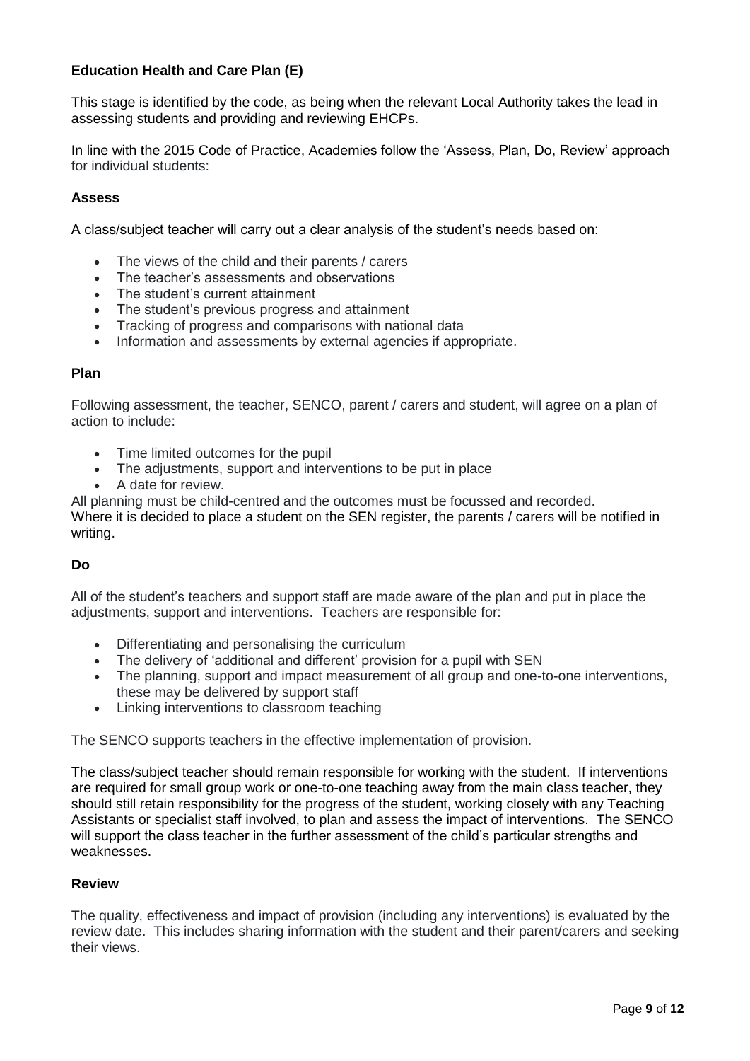### Education Health and Care Plan (E)

This stage is identified by the code, as being when the relevant Local Authority takes the lead in assessing students and providing and reviewing EHCPs.

In line with the 2015 Code of Practice, Academies follow the 'Assess, Plan, Do, Review' approach for individual students:

#### Assess

A class/subject teacher will carry out a clear analysis of the student's needs based on:

- The views of the child and their parents / carers
- The teacher's assessments and observations
- The student's current attainment
- The student's previous progress and attainment
- Tracking of progress and comparisons with national data
- Information and assessments by external agencies if appropriate.

#### Plan

Following assessment, the teacher, SENCO, parent / carers and student, will agree on a plan of action to include:

- Time limited outcomes for the pupil
- The adjustments, support and interventions to be put in place
- A date for review.

All planning must be child-centred and the outcomes must be focussed and recorded.
Where it is decided to place a student on the SEN register, the parents / carers will be notified in writing.

#### Do

All of the student's teachers and support staff are made aware of the plan and put in place the adjustments, support and interventions. Teachers are responsible for:

- Differentiating and personalising the curriculum
- The delivery of 'additional and different' provision for a pupil with SEN
- The planning, support and impact measurement of all group and one-to-one interventions, these may be delivered by support staff
- Linking interventions to classroom teaching

The SENCO supports teachers in the effective implementation of provision.

The class/subject teacher should remain responsible for working with the student. If interventions are required for small group work or one-to-one teaching away from the main class teacher, they should still retain responsibility for the progress of the student, working closely with any Teaching Assistants or specialist staff involved, to plan and assess the impact of interventions. The SENCO will support the class teacher in the further assessment of the child's particular strengths and weaknesses.

#### Review

The quality, effectiveness and impact of provision (including any interventions) is evaluated by the review date. This includes sharing information with the student and their parent/carers and seeking their views.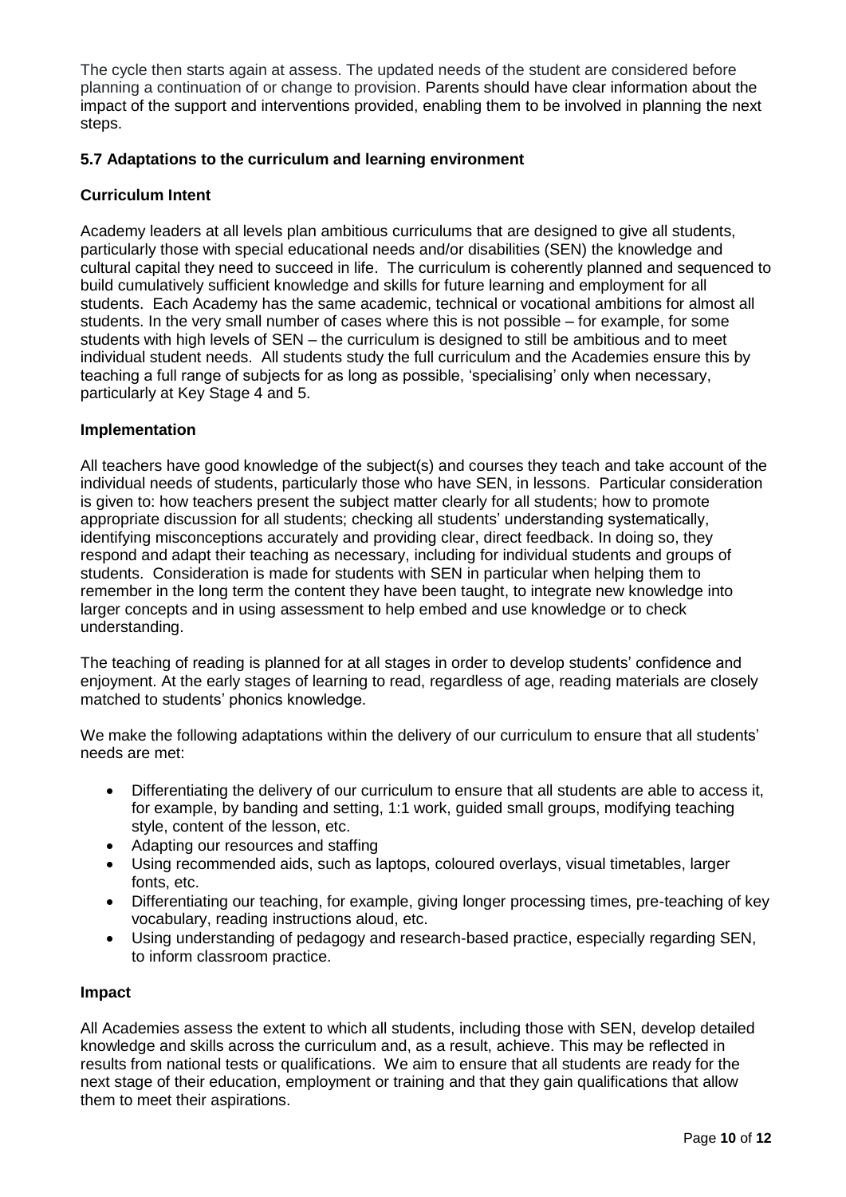The cycle then starts again at assess. The updated needs of the student are considered before planning a continuation of or change to provision. Parents should have clear information about the impact of the support and interventions provided, enabling them to be involved in planning the next steps.

### 5.7 Adaptations to the curriculum and learning environment

#### Curriculum Intent

Academy leaders at all levels plan ambitious curriculums that are designed to give all students, particularly those with special educational needs and/or disabilities (SEN) the knowledge and cultural capital they need to succeed in life. The curriculum is coherently planned and sequenced to build cumulatively sufficient knowledge and skills for future learning and employment for all students. Each Academy has the same academic, technical or vocational ambitions for almost all students. In the very small number of cases where this is not possible – for example, for some students with high levels of SEN – the curriculum is designed to still be ambitious and to meet individual student needs. All students study the full curriculum and the Academies ensure this by teaching a full range of subjects for as long as possible, 'specialising' only when necessary, particularly at Key Stage 4 and 5.

#### Implementation

All teachers have good knowledge of the subject(s) and courses they teach and take account of the individual needs of students, particularly those who have SEN, in lessons. Particular consideration is given to: how teachers present the subject matter clearly for all students; how to promote appropriate discussion for all students; checking all students' understanding systematically, identifying misconceptions accurately and providing clear, direct feedback. In doing so, they respond and adapt their teaching as necessary, including for individual students and groups of students. Consideration is made for students with SEN in particular when helping them to remember in the long term the content they have been taught, to integrate new knowledge into larger concepts and in using assessment to help embed and use knowledge or to check understanding.

The teaching of reading is planned for at all stages in order to develop students' confidence and enjoyment. At the early stages of learning to read, regardless of age, reading materials are closely matched to students' phonics knowledge.

We make the following adaptations within the delivery of our curriculum to ensure that all students' needs are met:

- Differentiating the delivery of our curriculum to ensure that all students are able to access it, for example, by banding and setting, 1:1 work, guided small groups, modifying teaching style, content of the lesson, etc.
- Adapting our resources and staffing
- Using recommended aids, such as laptops, coloured overlays, visual timetables, larger fonts, etc.
- Differentiating our teaching, for example, giving longer processing times, pre-teaching of key vocabulary, reading instructions aloud, etc.
- Using understanding of pedagogy and research-based practice, especially regarding SEN, to inform classroom practice.

#### Impact

All Academies assess the extent to which all students, including those with SEN, develop detailed knowledge and skills across the curriculum and, as a result, achieve. This may be reflected in results from national tests or qualifications. We aim to ensure that all students are ready for the next stage of their education, employment or training and that they gain qualifications that allow them to meet their aspirations.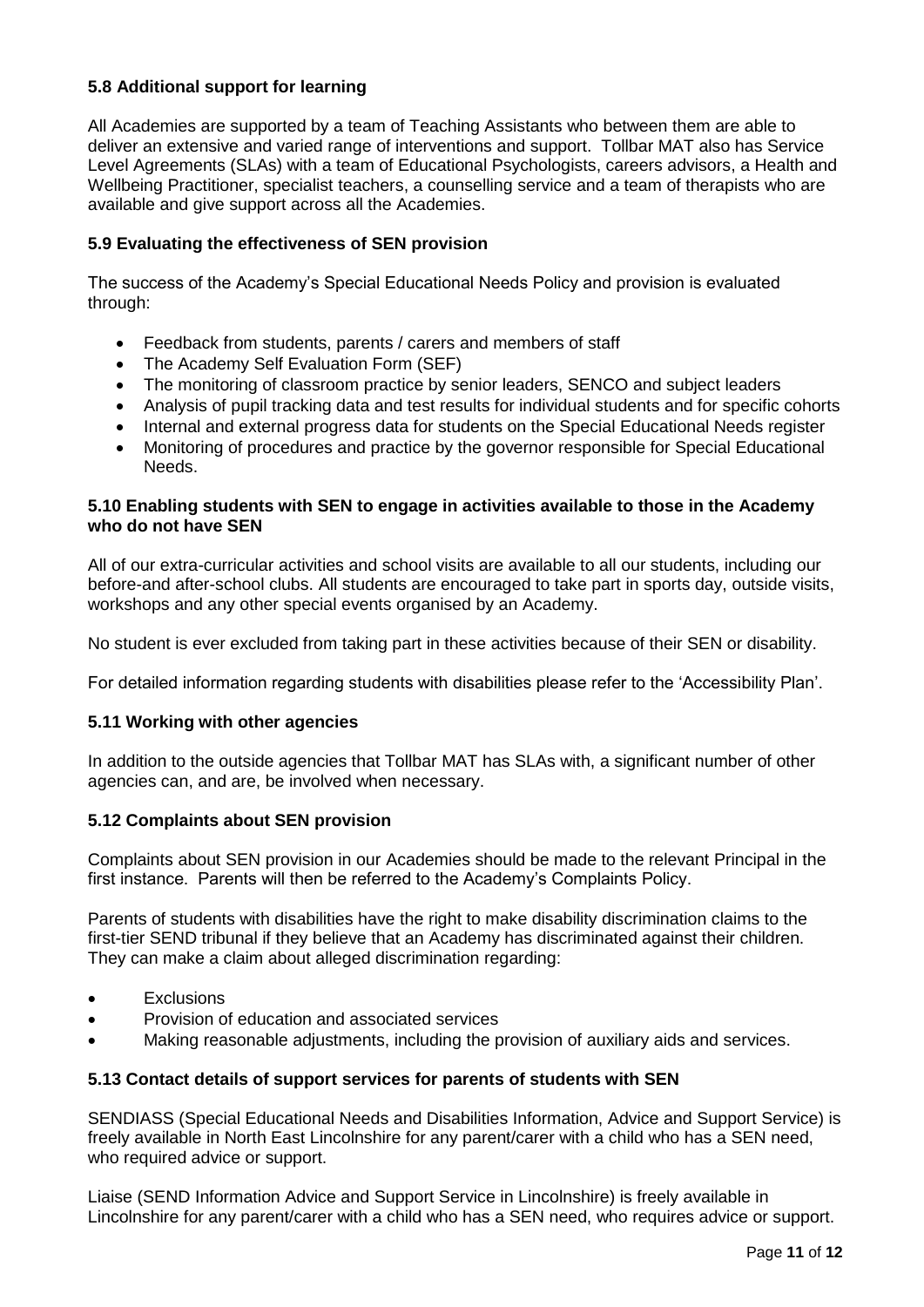### 5.8 Additional support for learning

All Academies are supported by a team of Teaching Assistants who between them are able to deliver an extensive and varied range of interventions and support. Tollbar MAT also has Service Level Agreements (SLAs) with a team of Educational Psychologists, careers advisors, a Health and Wellbeing Practitioner, specialist teachers, a counselling service and a team of therapists who are available and give support across all the Academies.

### 5.9 Evaluating the effectiveness of SEN provision

The success of the Academy's Special Educational Needs Policy and provision is evaluated through:

- Feedback from students, parents / carers and members of staff
- The Academy Self Evaluation Form (SEF)
- The monitoring of classroom practice by senior leaders, SENCO and subject leaders
- Analysis of pupil tracking data and test results for individual students and for specific cohorts
- Internal and external progress data for students on the Special Educational Needs register
- Monitoring of procedures and practice by the governor responsible for Special Educational Needs.

### 5.10 Enabling students with SEN to engage in activities available to those in the Academy who do not have SEN

All of our extra-curricular activities and school visits are available to all our students, including our before-and after-school clubs. All students are encouraged to take part in sports day, outside visits, workshops and any other special events organised by an Academy.

No student is ever excluded from taking part in these activities because of their SEN or disability.

For detailed information regarding students with disabilities please refer to the 'Accessibility Plan'.

### 5.11 Working with other agencies

In addition to the outside agencies that Tollbar MAT has SLAs with, a significant number of other agencies can, and are, be involved when necessary.

### 5.12 Complaints about SEN provision

Complaints about SEN provision in our Academies should be made to the relevant Principal in the first instance. Parents will then be referred to the Academy's Complaints Policy.

Parents of students with disabilities have the right to make disability discrimination claims to the first-tier SEND tribunal if they believe that an Academy has discriminated against their children. They can make a claim about alleged discrimination regarding:

- Exclusions
- Provision of education and associated services
- Making reasonable adjustments, including the provision of auxiliary aids and services.

### 5.13 Contact details of support services for parents of students with SEN

SENDIASS (Special Educational Needs and Disabilities Information, Advice and Support Service) is freely available in North East Lincolnshire for any parent/carer with a child who has a SEN need, who required advice or support.

Liaise (SEND Information Advice and Support Service in Lincolnshire) is freely available in Lincolnshire for any parent/carer with a child who has a SEN need, who requires advice or support.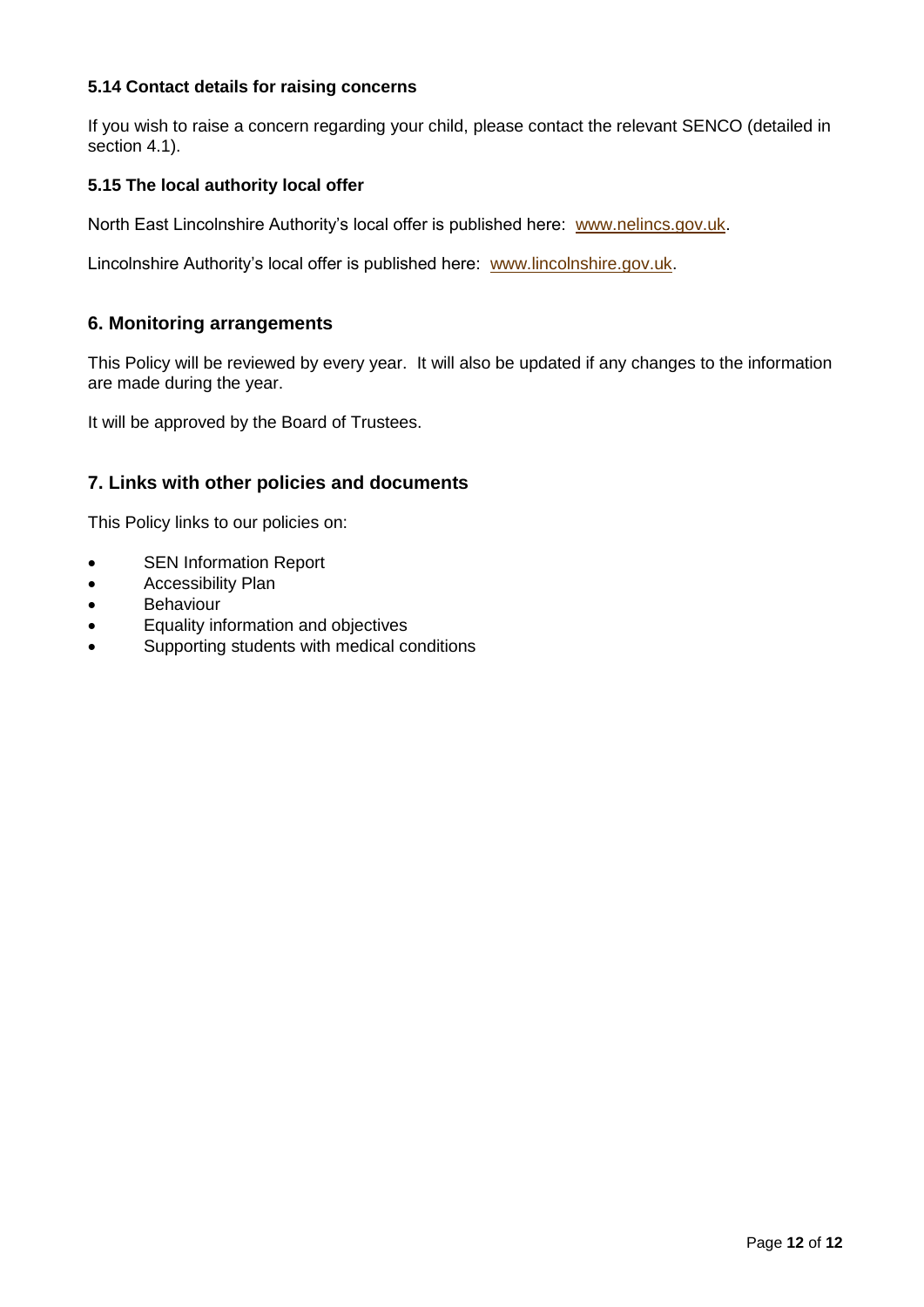### 5.14 Contact details for raising concerns

If you wish to raise a concern regarding your child, please contact the relevant SENCO (detailed in section 4.1).

### 5.15 The local authority local offer

North East Lincolnshire Authority's local offer is published here: [www.nelincs.gov.uk](www.nelincs.gov.uk).

Lincolnshire Authority's local offer is published here: [www.lincolnshire.gov.uk](www.lincolnshire.gov.uk).

## 6. Monitoring arrangements

This Policy will be reviewed by every year. It will also be updated if any changes to the information are made during the year.

It will be approved by the Board of Trustees.

## 7. Links with other policies and documents

This Policy links to our policies on:

- SEN Information Report
- Accessibility Plan
- Behaviour
- Equality information and objectives
- Supporting students with medical conditions